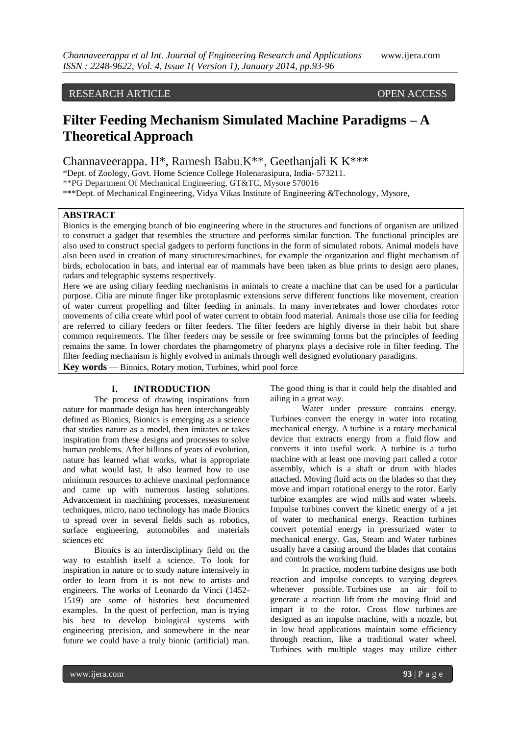RESEARCH ARTICLE OPEN ACCESS

# Filter Feeding Mechanism Simulated Machine Paradigms – A Theoretical Approach

Channaveerappa. H*, Ramesh Babu.K**, Geethanjali K K***

*Dept. of Zoology, Govt. Home Science College Holenarasipura, India- 573211.
**PG Department Of Mechanical Engineering, GT&TC, Mysore 570016
***Dept. of Mechanical Engineering, Vidya Vikas Institute of Engineering &Technology, Mysore,

## ABSTRACT

Bionics is the emerging branch of bio engineering where in the structures and functions of organism are utilized to construct a gadget that resembles the structure and performs similar function. The functional principles are also used to construct special gadgets to perform functions in the form of simulated robots. Animal models have also been used in creation of many structures/machines, for example the organization and flight mechanism of birds, echolocation in bats, and internal ear of mammals have been taken as blue prints to design aero planes, radars and telegraphic systems respectively.

Here we are using ciliary feeding mechanisms in animals to create a machine that can be used for a particular purpose. Cilia are minute finger like protoplasmic extensions serve different functions like movement, creation of water current propelling and filter feeding in animals. In many invertebrates and lower chordates rotor movements of cilia create whirl pool of water current to obtain food material. Animals those use cilia for feeding are referred to ciliary feeders or filter feeders. The filter feeders are highly diverse in their habit but share common requirements. The filter feeders may be sessile or free swimming forms but the principles of feeding remains the same. In lower chordates the pharngometry of pharynx plays a decisive role in filter feeding. The filter feeding mechanism is highly evolved in animals through well designed evolutionary paradigms.

**Key words** — Bionics, Rotary motion, Turbines, whirl pool force

## I. INTRODUCTION

The process of drawing inspirations from nature for manmade design has been interchangeably defined as Bionics, Bionics is emerging as a science that studies nature as a model, then imitates or takes inspiration from these designs and processes to solve human problems. After billions of years of evolution, nature has learned what works, what is appropriate and what would last. It also learned how to use minimum resources to achieve maximal performance and came up with numerous lasting solutions. Advancement in machining processes, measurement techniques, micro, nano technology has made Bionics to spread over in several fields such as robotics, surface engineering, automobiles and materials sciences etc

Bionics is an interdisciplinary field on the way to establish itself a science. To look for inspiration in nature or to study nature intensively in order to learn from it is not new to artists and engineers. The works of Leonardo da Vinci (1452-1519) are some of histories best documented examples. In the quest of perfection, man is trying his best to develop biological systems with engineering precision, and somewhere in the near future we could have a truly bionic (artificial) man. The good thing is that it could help the disabled and ailing in a great way.

Water under pressure contains energy. Turbines convert the energy in water into rotating mechanical energy. A turbine is a rotary mechanical device that extracts energy from a fluid flow and converts it into useful work. A turbine is a turbo machine with at least one moving part called a rotor assembly, which is a shaft or drum with blades attached. Moving fluid acts on the blades so that they move and impart rotational energy to the rotor. Early turbine examples are wind mills and water wheels. Impulse turbines convert the kinetic energy of a jet of water to mechanical energy. Reaction turbines convert potential energy in pressurized water to mechanical energy. Gas, Steam and Water turbines usually have a casing around the blades that contains and controls the working fluid.

In practice, modern turbine designs use both reaction and impulse concepts to varying degrees whenever possible. Turbines use an air foil to generate a reaction lift from the moving fluid and impart it to the rotor. Cross flow turbines are designed as an impulse machine, with a nozzle, but in low head applications maintain some efficiency through reaction, like a traditional water wheel. Turbines with multiple stages may utilize either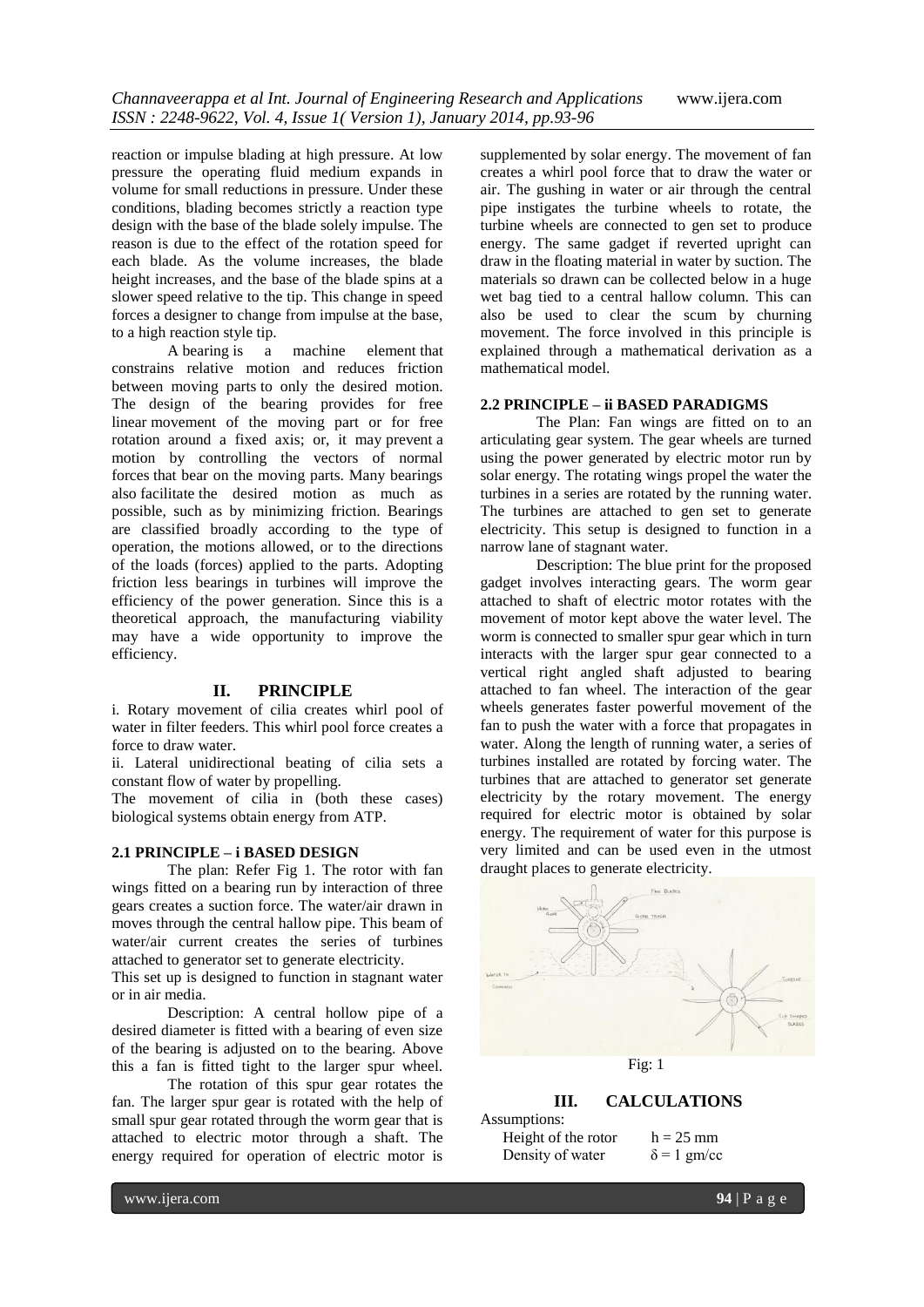reaction or impulse blading at high pressure. At low pressure the operating fluid medium expands in volume for small reductions in pressure. Under these conditions, blading becomes strictly a reaction type design with the base of the blade solely impulse. The reason is due to the effect of the rotation speed for each blade. As the volume increases, the blade height increases, and the base of the blade spins at a slower speed relative to the tip. This change in speed forces a designer to change from impulse at the base, to a high reaction style tip.

A bearing is a machine element that constrains relative motion and reduces friction between moving parts to only the desired motion. The design of the bearing provides for free linear movement of the moving part or for free rotation around a fixed axis; or, it may prevent a motion by controlling the vectors of normal forces that bear on the moving parts. Many bearings also facilitate the desired motion as much as possible, such as by minimizing friction. Bearings are classified broadly according to the type of operation, the motions allowed, or to the directions of the loads (forces) applied to the parts. Adopting friction less bearings in turbines will improve the efficiency of the power generation. Since this is a theoretical approach, the manufacturing viability may have a wide opportunity to improve the efficiency.

## II. PRINCIPLE

i. Rotary movement of cilia creates whirl pool of water in filter feeders. This whirl pool force creates a force to draw water.

ii. Lateral unidirectional beating of cilia sets a constant flow of water by propelling.

The movement of cilia in (both these cases) biological systems obtain energy from ATP.

### 2.1 PRINCIPLE – i BASED DESIGN

The plan: Refer Fig 1. The rotor with fan wings fitted on a bearing run by interaction of three gears creates a suction force. The water/air drawn in moves through the central hallow pipe. This beam of water/air current creates the series of turbines attached to generator set to generate electricity.

This set up is designed to function in stagnant water or in air media.

Description: A central hollow pipe of a desired diameter is fitted with a bearing of even size of the bearing is adjusted on to the bearing. Above this a fan is fitted tight to the larger spur wheel.

The rotation of this spur gear rotates the fan. The larger spur gear is rotated with the help of small spur gear rotated through the worm gear that is attached to electric motor through a shaft. The energy required for operation of electric motor is supplemented by solar energy. The movement of fan creates a whirl pool force that to draw the water or air. The gushing in water or air through the central pipe instigates the turbine wheels to rotate, the turbine wheels are connected to gen set to produce energy. The same gadget if reverted upright can draw in the floating material in water by suction. The materials so drawn can be collected below in a huge wet bag tied to a central hallow column. This can also be used to clear the scum by churning movement. The force involved in this principle is explained through a mathematical derivation as a mathematical model.

### 2.2 PRINCIPLE – ii BASED PARADIGMS

The Plan: Fan wings are fitted on to an articulating gear system. The gear wheels are turned using the power generated by electric motor run by solar energy. The rotating wings propel the water the turbines in a series are rotated by the running water. The turbines are attached to gen set to generate electricity. This setup is designed to function in a narrow lane of stagnant water.

Description: The blue print for the proposed gadget involves interacting gears. The worm gear attached to shaft of electric motor rotates with the movement of motor kept above the water level. The worm is connected to smaller spur gear which in turn interacts with the larger spur gear connected to a vertical right angled shaft adjusted to bearing attached to fan wheel. The interaction of the gear wheels generates faster powerful movement of the fan to push the water with a force that propagates in water. Along the length of running water, a series of turbines installed are rotated by forcing water. The turbines that are attached to generator set generate electricity by the rotary movement. The energy required for electric motor is obtained by solar energy. The requirement of water for this purpose is very limited and can be used even in the utmost draught places to generate electricity.

Fig: 1

## III. CALCULATIONS

Assumptions:

Height of the rotor $h = 25$ mm

Density of water $\delta = 1$ gm/cc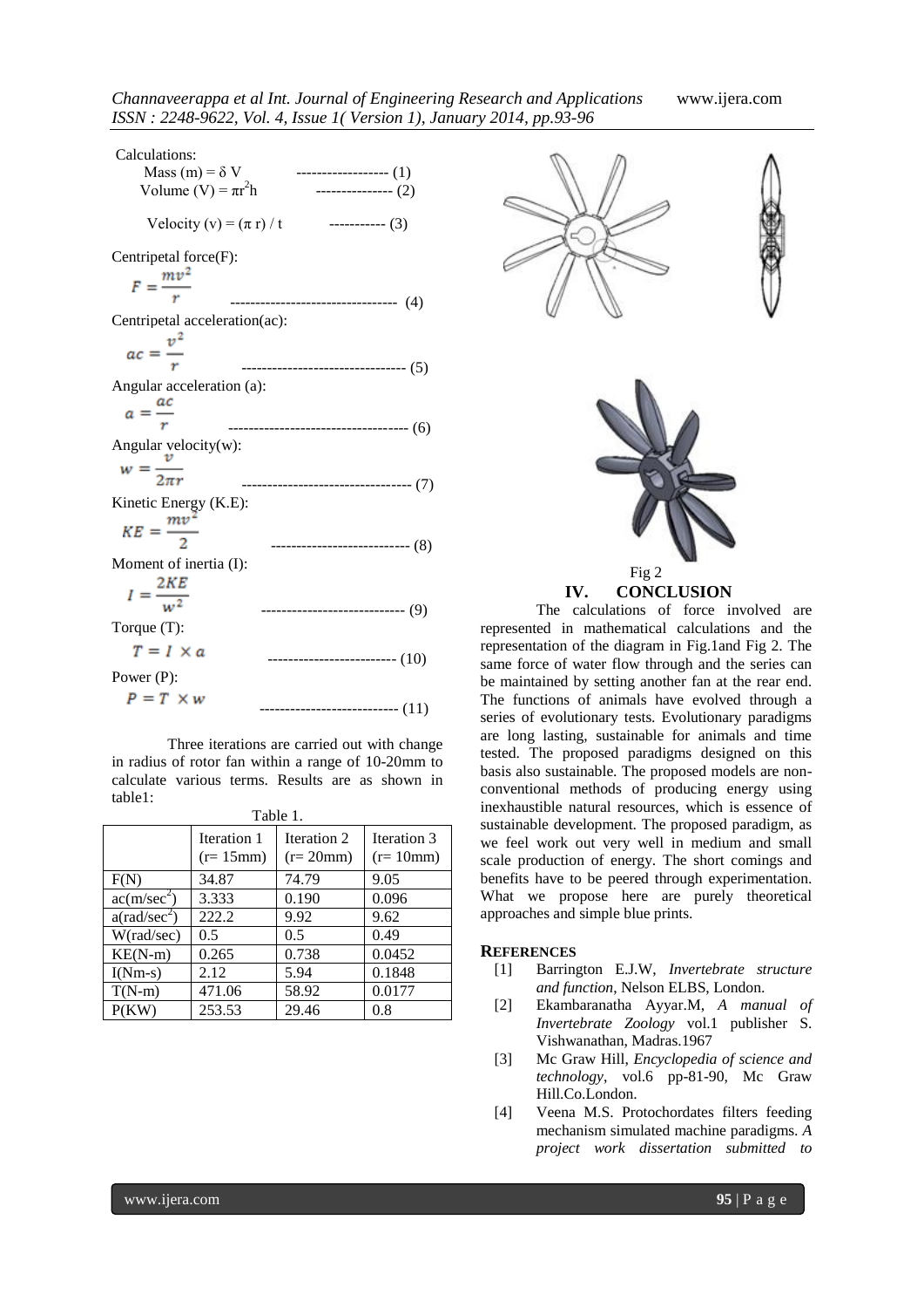Calculations:

Mass (m) = δ V ------------------ (1)

Volume (V) = $\pi r^2 h$ --------------- (2)

Velocity (v) = (π r) / t ----------- (3)

Centripetal force(F):

$$F = \frac{mv^2}{r} \quad \text{---------------------------------- (4)}$$

Centripetal acceleration(ac):

$$ac = \frac{v^2}{r} \quad \text{-------------------------------- (5)}$$

Angular acceleration (a):

$$a = \frac{ac}{r} \quad \text{----------------------------------- (6)}$$

Angular velocity(w):

$$w = \frac{v}{2\pi r} \quad \text{--------------------------------- (7)}$$

Kinetic Energy (K.E):

$$KE = \frac{mv^2}{2} \quad \text{--------------------------- (8)}$$

Moment of inertia (I):

$$I = \frac{2KE}{w^2} \quad \text{---------------------------- (9)}$$

Torque (T):

$$T = I \times a \quad \text{------------------------- (10)}$$

Power (P):

$$P = T \times w \quad \text{--------------------------- (11)}$$

Three iterations are carried out with change in radius of rotor fan within a range of 10-20mm to calculate various terms. Results are as shown in table1:

Table 1.

| | Iteration 1 (r= 15mm) | Iteration 2 (r= 20mm) | Iteration 3 (r= 10mm) |
|---|---|---|---|
| F(N) | 34.87 | 74.79 | 9.05 |
| ac(m/sec$^2$) | 3.333 | 0.190 | 0.096 |
| a(rad/sec$^2$) | 222.2 | 9.92 | 9.62 |
| W(rad/sec) | 0.5 | 0.5 | 0.49 |
| KE(N-m) | 0.265 | 0.738 | 0.0452 |
| I(Nm-s) | 2.12 | 5.94 | 0.1848 |
| T(N-m) | 471.06 | 58.92 | 0.0177 |
| P(KW) | 253.53 | 29.46 | 0.8 |

Fig 2

## IV. CONCLUSION

The calculations of force involved are represented in mathematical calculations and the representation of the diagram in Fig.1and Fig 2. The same force of water flow through and the series can be maintained by setting another fan at the rear end. The functions of animals have evolved through a series of evolutionary tests. Evolutionary paradigms are long lasting, sustainable for animals and time tested. The proposed paradigms designed on this basis also sustainable. The proposed models are non-conventional methods of producing energy using inexhaustible natural resources, which is essence of sustainable development. The proposed paradigm, as we feel work out very well in medium and small scale production of energy. The short comings and benefits have to be peered through experimentation. What we propose here are purely theoretical approaches and simple blue prints.

## REFERENCES

[1] Barrington E.J.W, *Invertebrate structure and function*, Nelson ELBS, London.

[2] Ekambaranatha Ayyar.M, *A manual of Invertebrate Zoology* vol.1 publisher S. Vishwanathan, Madras.1967

[3] Mc Graw Hill, *Encyclopedia of science and technology*, vol.6 pp-81-90, Mc Graw Hill.Co.London.

[4] Veena M.S. Protochordates filters feeding mechanism simulated machine paradigms. *A project work dissertation submitted to*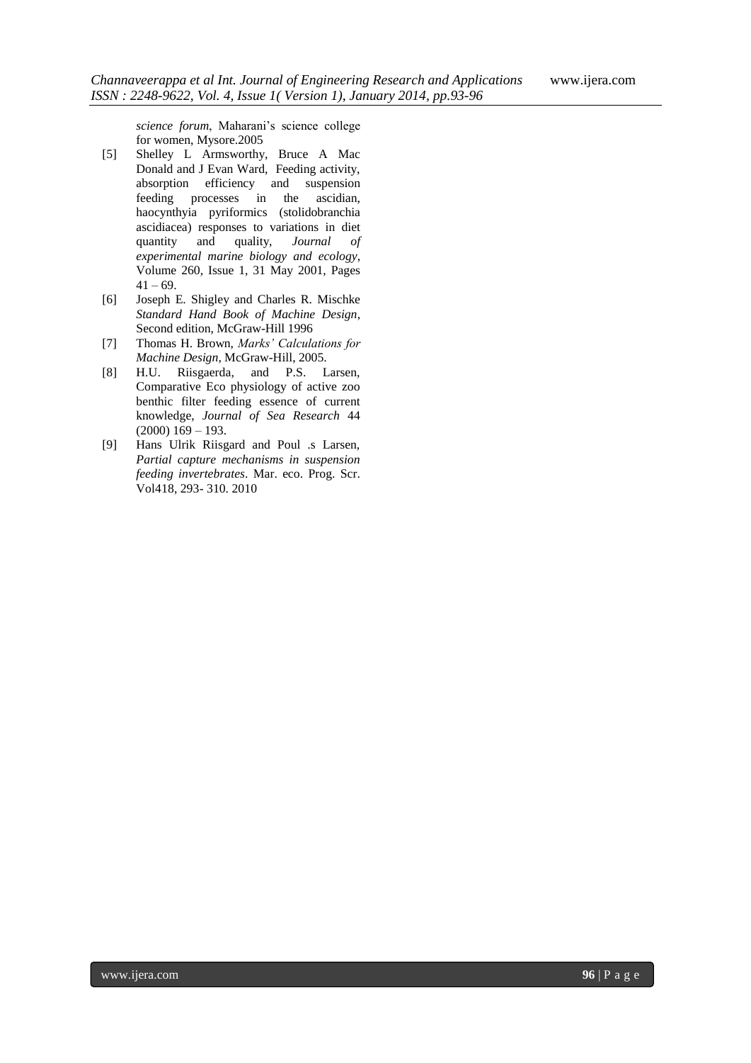*science forum*, Maharani's science college for women, Mysore.2005

[5] Shelley L Armsworthy, Bruce A Mac Donald and J Evan Ward, Feeding activity, absorption efficiency and suspension feeding processes in the ascidian, haocynthyia pyriformics (stolidobranchia ascidiacea) responses to variations in diet quantity and quality, *Journal of experimental marine biology and ecology*, Volume 260, Issue 1, 31 May 2001, Pages 41 – 69.

[6] Joseph E. Shigley and Charles R. Mischke *Standard Hand Book of Machine Design*, Second edition, McGraw-Hill 1996

[7] Thomas H. Brown, *Marks' Calculations for Machine Design*, McGraw-Hill, 2005.

[8] H.U. Riisgaerda, and P.S. Larsen, Comparative Eco physiology of active zoo benthic filter feeding essence of current knowledge, *Journal of Sea Research* 44 (2000) 169 – 193.

[9] Hans Ulrik Riisgard and Poul .s Larsen, *Partial capture mechanisms in suspension feeding invertebrates*. Mar. eco. Prog. Scr. Vol418, 293- 310. 2010